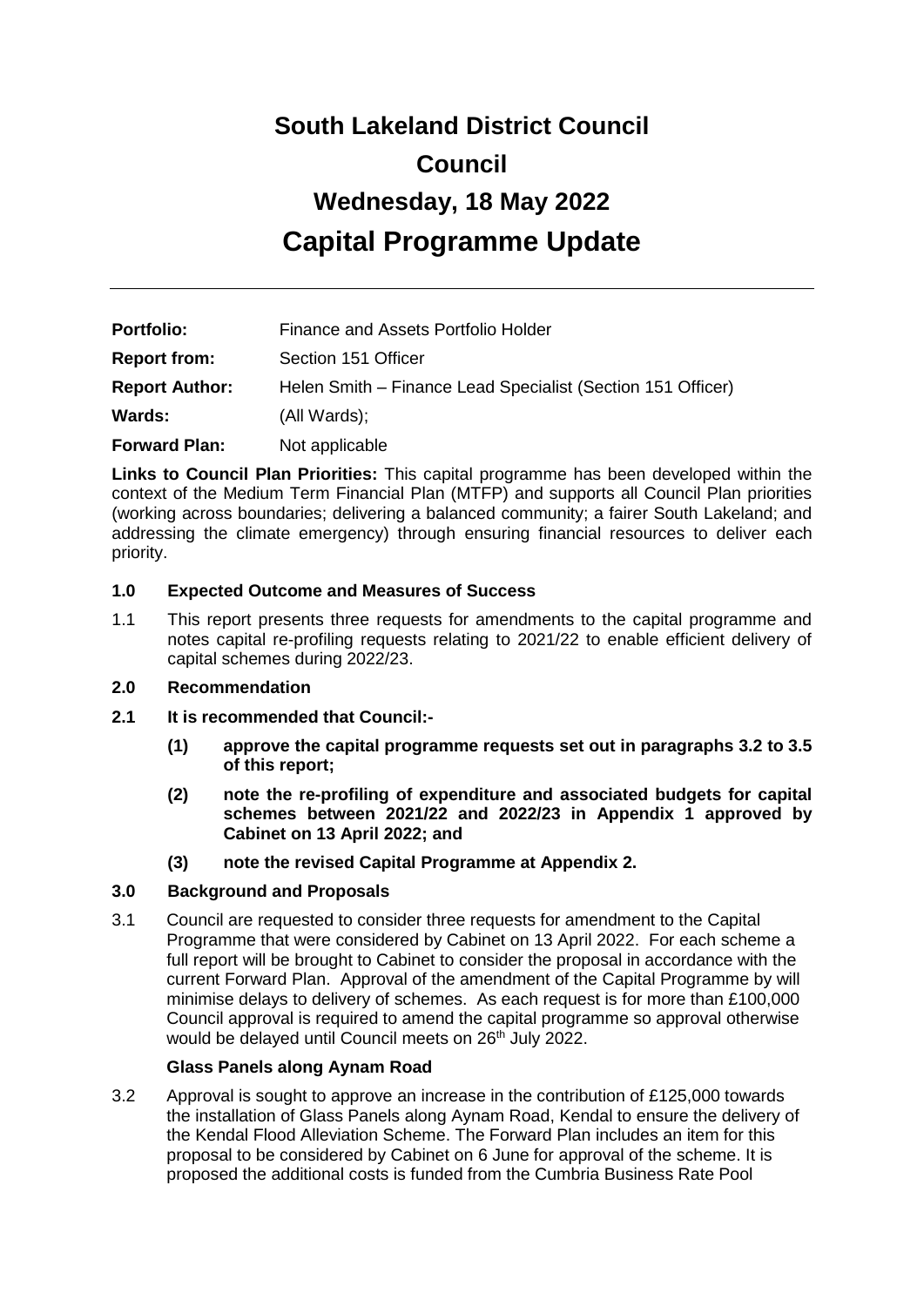# South Lakeland District Council

# Council

# Wednesday, 18 May 2022

# Capital Programme Update

---

**Portfolio:** Finance and Assets Portfolio Holder

**Report from:** Section 151 Officer

**Report Author:** Helen Smith – Finance Lead Specialist (Section 151 Officer)

**Wards:** (All Wards);

**Forward Plan:** Not applicable

**Links to Council Plan Priorities:** This capital programme has been developed within the context of the Medium Term Financial Plan (MTFP) and supports all Council Plan priorities (working across boundaries; delivering a balanced community; a fairer South Lakeland; and addressing the climate emergency) through ensuring financial resources to deliver each priority.

## 1.0 Expected Outcome and Measures of Success

1.1 This report presents three requests for amendments to the capital programme and notes capital re-profiling requests relating to 2021/22 to enable efficient delivery of capital schemes during 2022/23.

## 2.0 Recommendation

**2.1 It is recommended that Council:-**

**(1) approve the capital programme requests set out in paragraphs 3.2 to 3.5 of this report;**

**(2) note the re-profiling of expenditure and associated budgets for capital schemes between 2021/22 and 2022/23 in Appendix 1 approved by Cabinet on 13 April 2022; and**

**(3) note the revised Capital Programme at Appendix 2.**

## 3.0 Background and Proposals

3.1 Council are requested to consider three requests for amendment to the Capital Programme that were considered by Cabinet on 13 April 2022. For each scheme a full report will be brought to Cabinet to consider the proposal in accordance with the current Forward Plan. Approval of the amendment of the Capital Programme by will minimise delays to delivery of schemes. As each request is for more than £100,000 Council approval is required to amend the capital programme so approval otherwise would be delayed until Council meets on 26th July 2022.

**Glass Panels along Aynam Road**

3.2 Approval is sought to approve an increase in the contribution of £125,000 towards the installation of Glass Panels along Aynam Road, Kendal to ensure the delivery of the Kendal Flood Alleviation Scheme. The Forward Plan includes an item for this proposal to be considered by Cabinet on 6 June for approval of the scheme. It is proposed the additional costs is funded from the Cumbria Business Rate Pool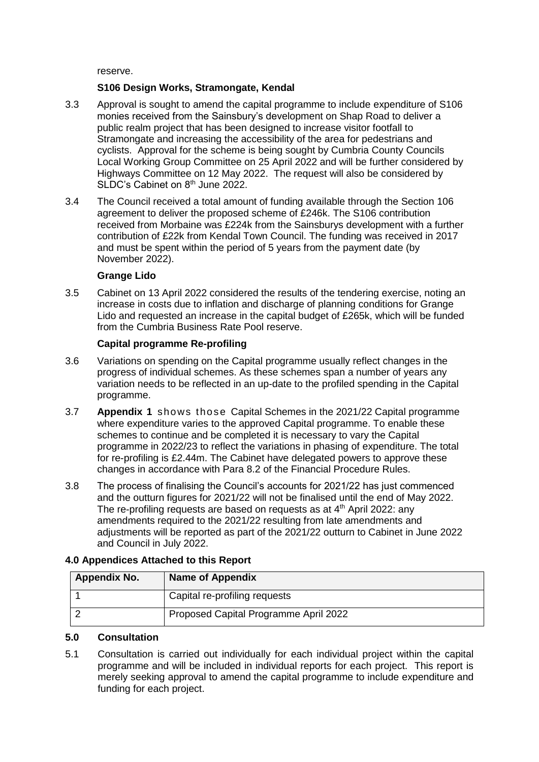reserve.

**S106 Design Works, Stramongate, Kendal**

3.3 Approval is sought to amend the capital programme to include expenditure of S106 monies received from the Sainsbury's development on Shap Road to deliver a public realm project that has been designed to increase visitor footfall to Stramongate and increasing the accessibility of the area for pedestrians and cyclists. Approval for the scheme is being sought by Cumbria County Councils Local Working Group Committee on 25 April 2022 and will be further considered by Highways Committee on 12 May 2022. The request will also be considered by SLDC's Cabinet on 8th June 2022.

3.4 The Council received a total amount of funding available through the Section 106 agreement to deliver the proposed scheme of £246k. The S106 contribution received from Morbaine was £224k from the Sainsburys development with a further contribution of £22k from Kendal Town Council. The funding was received in 2017 and must be spent within the period of 5 years from the payment date (by November 2022).

**Grange Lido**

3.5 Cabinet on 13 April 2022 considered the results of the tendering exercise, noting an increase in costs due to inflation and discharge of planning conditions for Grange Lido and requested an increase in the capital budget of £265k, which will be funded from the Cumbria Business Rate Pool reserve.

**Capital programme Re-profiling**

3.6 Variations on spending on the Capital programme usually reflect changes in the progress of individual schemes. As these schemes span a number of years any variation needs to be reflected in an up-date to the profiled spending in the Capital programme.

3.7 **Appendix 1** shows those Capital Schemes in the 2021/22 Capital programme where expenditure varies to the approved Capital programme. To enable these schemes to continue and be completed it is necessary to vary the Capital programme in 2022/23 to reflect the variations in phasing of expenditure. The total for re-profiling is £2.44m. The Cabinet have delegated powers to approve these changes in accordance with Para 8.2 of the Financial Procedure Rules.

3.8 The process of finalising the Council's accounts for 2021/22 has just commenced and the outturn figures for 2021/22 will not be finalised until the end of May 2022. The re-profiling requests are based on requests as at 4th April 2022: any amendments required to the 2021/22 resulting from late amendments and adjustments will be reported as part of the 2021/22 outturn to Cabinet in June 2022 and Council in July 2022.

### 4.0 Appendices Attached to this Report

| Appendix No. | Name of Appendix |
|---|---|
| 1 | Capital re-profiling requests |
| 2 | Proposed Capital Programme April 2022 |

### 5.0 Consultation

5.1 Consultation is carried out individually for each individual project within the capital programme and will be included in individual reports for each project. This report is merely seeking approval to amend the capital programme to include expenditure and funding for each project.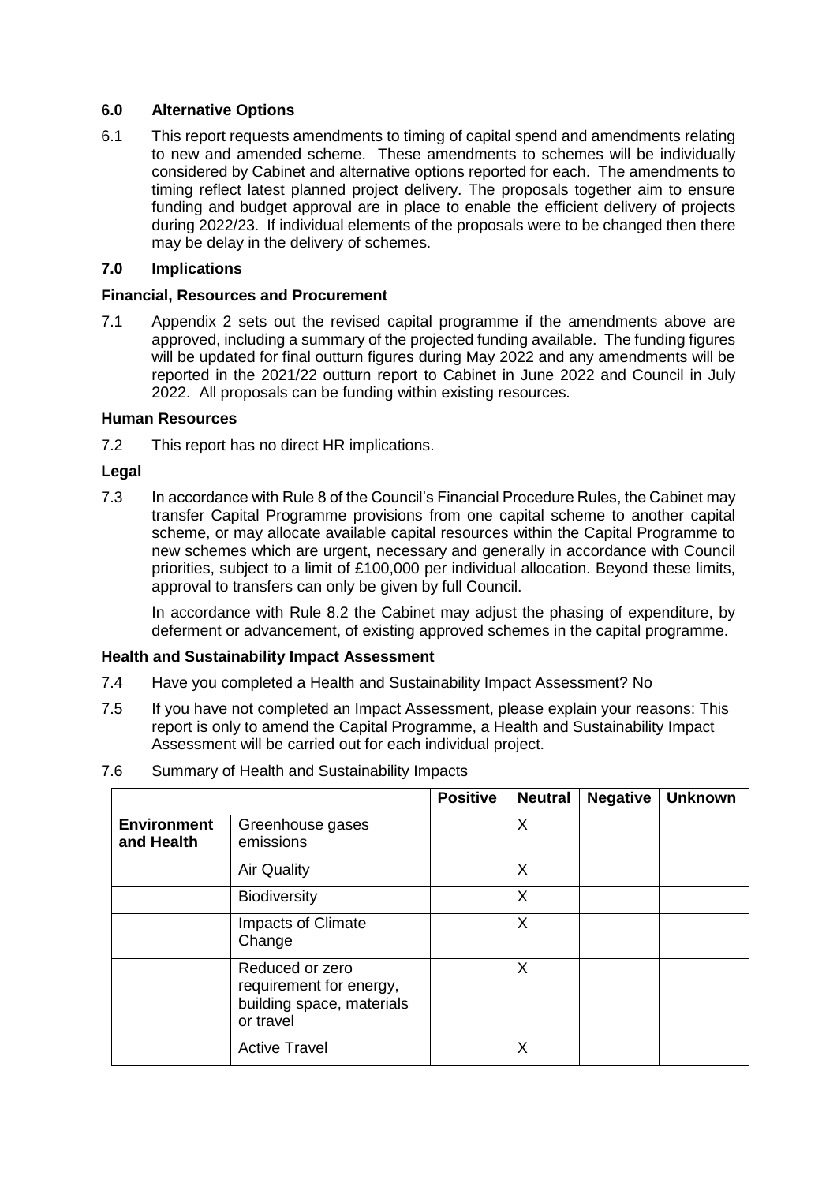### 6.0 Alternative Options

6.1 This report requests amendments to timing of capital spend and amendments relating to new and amended scheme. These amendments to schemes will be individually considered by Cabinet and alternative options reported for each. The amendments to timing reflect latest planned project delivery. The proposals together aim to ensure funding and budget approval are in place to enable the efficient delivery of projects during 2022/23. If individual elements of the proposals were to be changed then there may be delay in the delivery of schemes.

### 7.0 Implications

**Financial, Resources and Procurement**

7.1 Appendix 2 sets out the revised capital programme if the amendments above are approved, including a summary of the projected funding available. The funding figures will be updated for final outturn figures during May 2022 and any amendments will be reported in the 2021/22 outturn report to Cabinet in June 2022 and Council in July 2022. All proposals can be funding within existing resources.

**Human Resources**

7.2 This report has no direct HR implications.

**Legal**

7.3 In accordance with Rule 8 of the Council's Financial Procedure Rules, the Cabinet may transfer Capital Programme provisions from one capital scheme to another capital scheme, or may allocate available capital resources within the Capital Programme to new schemes which are urgent, necessary and generally in accordance with Council priorities, subject to a limit of £100,000 per individual allocation. Beyond these limits, approval to transfers can only be given by full Council.

In accordance with Rule 8.2 the Cabinet may adjust the phasing of expenditure, by deferment or advancement, of existing approved schemes in the capital programme.

**Health and Sustainability Impact Assessment**

7.4 Have you completed a Health and Sustainability Impact Assessment? No

7.5 If you have not completed an Impact Assessment, please explain your reasons: This report is only to amend the Capital Programme, a Health and Sustainability Impact Assessment will be carried out for each individual project.

7.6 Summary of Health and Sustainability Impacts

| | | Positive | Neutral | Negative | Unknown |
|---|---|---|---|---|---|
| **Environment and Health** | Greenhouse gases emissions | | X | | |
| | Air Quality | | X | | |
| | Biodiversity | | X | | |
| | Impacts of Climate Change | | X | | |
| | Reduced or zero requirement for energy, building space, materials or travel | | X | | |
| | Active Travel | | X | | |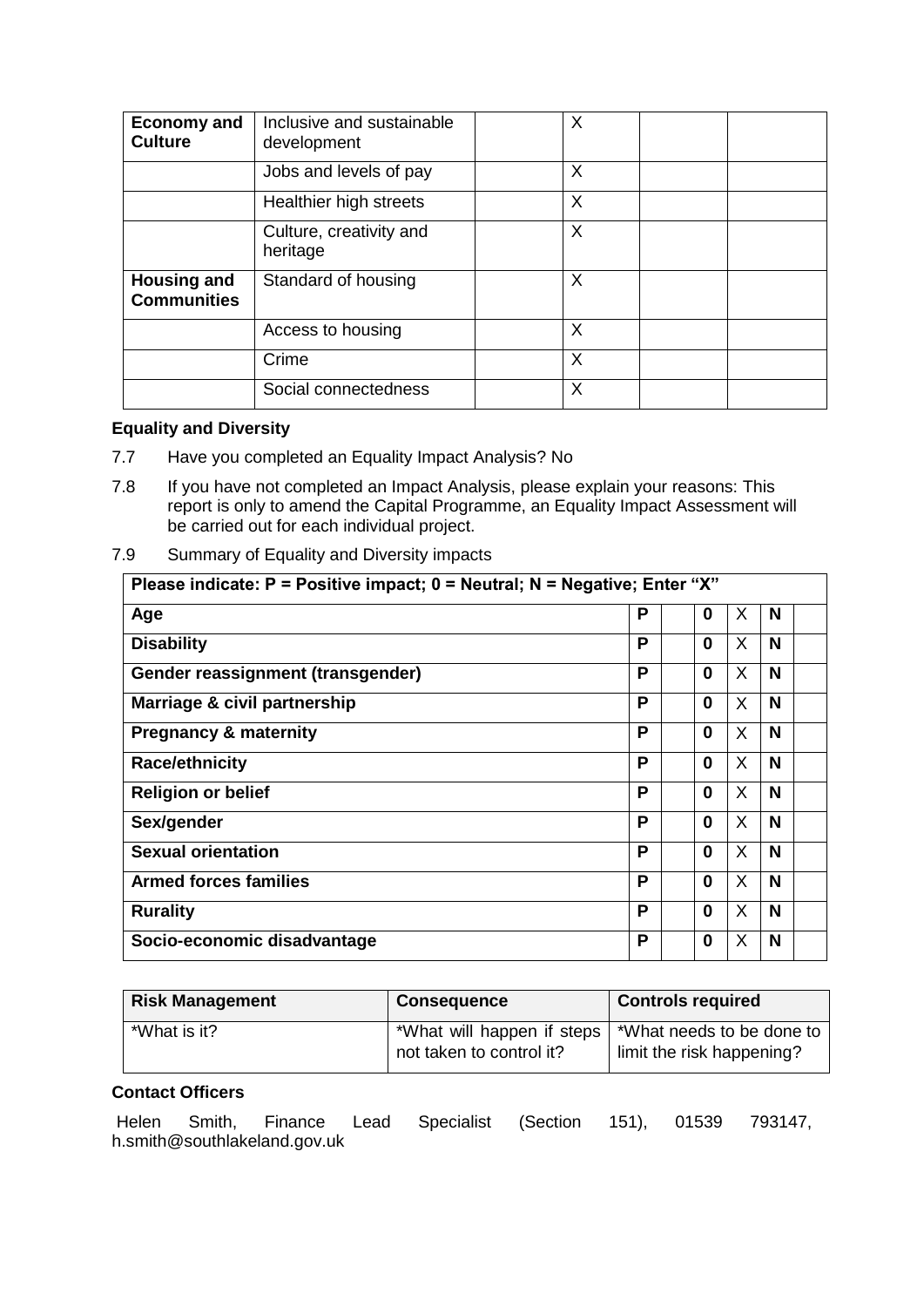| **Economy and Culture** | Inclusive and sustainable development | | X | | |
|---|---|---|---|---|---|
| | Jobs and levels of pay | | X | | |
| | Healthier high streets | | X | | |
| | Culture, creativity and heritage | | X | | |
| **Housing and Communities** | Standard of housing | | X | | |
| | Access to housing | | X | | |
| | Crime | | X | | |
| | Social connectedness | | X | | |

**Equality and Diversity**

7.7 Have you completed an Equality Impact Analysis? No

7.8 If you have not completed an Impact Analysis, please explain your reasons: This report is only to amend the Capital Programme, an Equality Impact Assessment will be carried out for each individual project.

7.9 Summary of Equality and Diversity impacts

| Please indicate: P = Positive impact; 0 = Neutral; N = Negative; Enter "X" | | | | | | |
|---|---|---|---|---|---|---|
| **Age** | **P** | | **0** | X | **N** | |
| **Disability** | **P** | | **0** | X | **N** | |
| **Gender reassignment (transgender)** | **P** | | **0** | X | **N** | |
| **Marriage & civil partnership** | **P** | | **0** | X | **N** | |
| **Pregnancy & maternity** | **P** | | **0** | X | **N** | |
| **Race/ethnicity** | **P** | | **0** | X | **N** | |
| **Religion or belief** | **P** | | **0** | X | **N** | |
| **Sex/gender** | **P** | | **0** | X | **N** | |
| **Sexual orientation** | **P** | | **0** | X | **N** | |
| **Armed forces families** | **P** | | **0** | X | **N** | |
| **Rurality** | **P** | | **0** | X | **N** | |
| **Socio-economic disadvantage** | **P** | | **0** | X | **N** | |

| Risk Management | Consequence | Controls required |
|---|---|---|
| *What is it? | *What will happen if steps not taken to control it? | *What needs to be done to limit the risk happening? |

**Contact Officers**

Helen Smith, Finance Lead Specialist (Section 151), 01539 793147, h.smith@southlakeland.gov.uk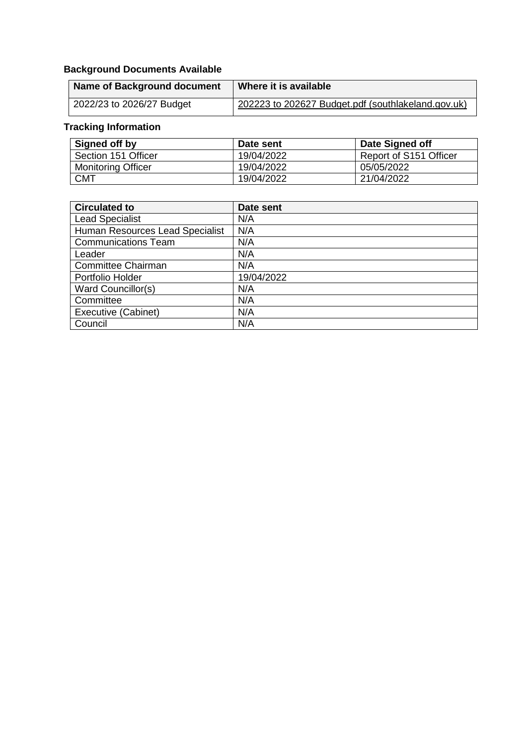### Background Documents Available

| Name of Background document | Where it is available |
|---|---|
| 2022/23 to 2026/27 Budget | 202223 to 202627 Budget.pdf (southlakeland.gov.uk) |

### Tracking Information

| Signed off by | Date sent | Date Signed off |
|---|---|---|
| Section 151 Officer | 19/04/2022 | Report of S151 Officer |
| Monitoring Officer | 19/04/2022 | 05/05/2022 |
| CMT | 19/04/2022 | 21/04/2022 |

| Circulated to | Date sent |
|---|---|
| Lead Specialist | N/A |
| Human Resources Lead Specialist | N/A |
| Communications Team | N/A |
| Leader | N/A |
| Committee Chairman | N/A |
| Portfolio Holder | 19/04/2022 |
| Ward Councillor(s) | N/A |
| Committee | N/A |
| Executive (Cabinet) | N/A |
| Council | N/A |